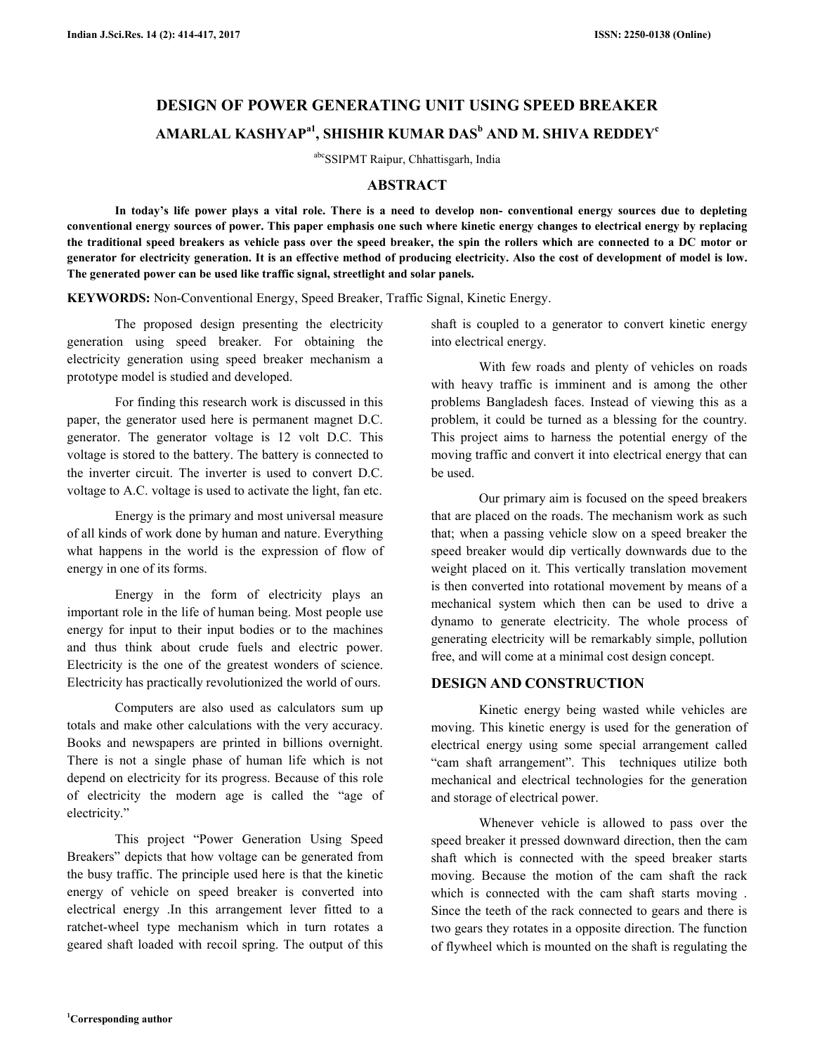# DESIGN OF POWER GENERATING UNIT USING SPEED BREAKER

**AMARLAL KASHYAP[a1], SHISHIR KUMAR DAS[b] AND M. SHIVA REDDEY[c]**

[abc]SSIPMT Raipur, Chhattisgarh, India

## ABSTRACT

**In today's life power plays a vital role. There is a need to develop non- conventional energy sources due to depleting conventional energy sources of power. This paper emphasis one such where kinetic energy changes to electrical energy by replacing the traditional speed breakers as vehicle pass over the speed breaker, the spin the rollers which are connected to a DC motor or generator for electricity generation. It is an effective method of producing electricity. Also the cost of development of model is low. The generated power can be used like traffic signal, streetlight and solar panels.**

**KEYWORDS:** Non-Conventional Energy, Speed Breaker, Traffic Signal, Kinetic Energy.

The proposed design presenting the electricity generation using speed breaker. For obtaining the electricity generation using speed breaker mechanism a prototype model is studied and developed.

For finding this research work is discussed in this paper, the generator used here is permanent magnet D.C. generator. The generator voltage is 12 volt D.C. This voltage is stored to the battery. The battery is connected to the inverter circuit. The inverter is used to convert D.C. voltage to A.C. voltage is used to activate the light, fan etc.

Energy is the primary and most universal measure of all kinds of work done by human and nature. Everything what happens in the world is the expression of flow of energy in one of its forms.

Energy in the form of electricity plays an important role in the life of human being. Most people use energy for input to their input bodies or to the machines and thus think about crude fuels and electric power. Electricity is the one of the greatest wonders of science. Electricity has practically revolutionized the world of ours.

Computers are also used as calculators sum up totals and make other calculations with the very accuracy. Books and newspapers are printed in billions overnight. There is not a single phase of human life which is not depend on electricity for its progress. Because of this role of electricity the modern age is called the "age of electricity."

This project "Power Generation Using Speed Breakers" depicts that how voltage can be generated from the busy traffic. The principle used here is that the kinetic energy of vehicle on speed breaker is converted into electrical energy .In this arrangement lever fitted to a ratchet-wheel type mechanism which in turn rotates a geared shaft loaded with recoil spring. The output of this shaft is coupled to a generator to convert kinetic energy into electrical energy.

With few roads and plenty of vehicles on roads with heavy traffic is imminent and is among the other problems Bangladesh faces. Instead of viewing this as a problem, it could be turned as a blessing for the country. This project aims to harness the potential energy of the moving traffic and convert it into electrical energy that can be used.

Our primary aim is focused on the speed breakers that are placed on the roads. The mechanism work as such that; when a passing vehicle slow on a speed breaker the speed breaker would dip vertically downwards due to the weight placed on it. This vertically translation movement is then converted into rotational movement by means of a mechanical system which then can be used to drive a dynamo to generate electricity. The whole process of generating electricity will be remarkably simple, pollution free, and will come at a minimal cost design concept.

## DESIGN AND CONSTRUCTION

Kinetic energy being wasted while vehicles are moving. This kinetic energy is used for the generation of electrical energy using some special arrangement called "cam shaft arrangement". This techniques utilize both mechanical and electrical technologies for the generation and storage of electrical power.

Whenever vehicle is allowed to pass over the speed breaker it pressed downward direction, then the cam shaft which is connected with the speed breaker starts moving. Because the motion of the cam shaft the rack which is connected with the cam shaft starts moving . Since the teeth of the rack connected to gears and there is two gears they rotates in a opposite direction. The function of flywheel which is mounted on the shaft is regulating the

[1]Corresponding author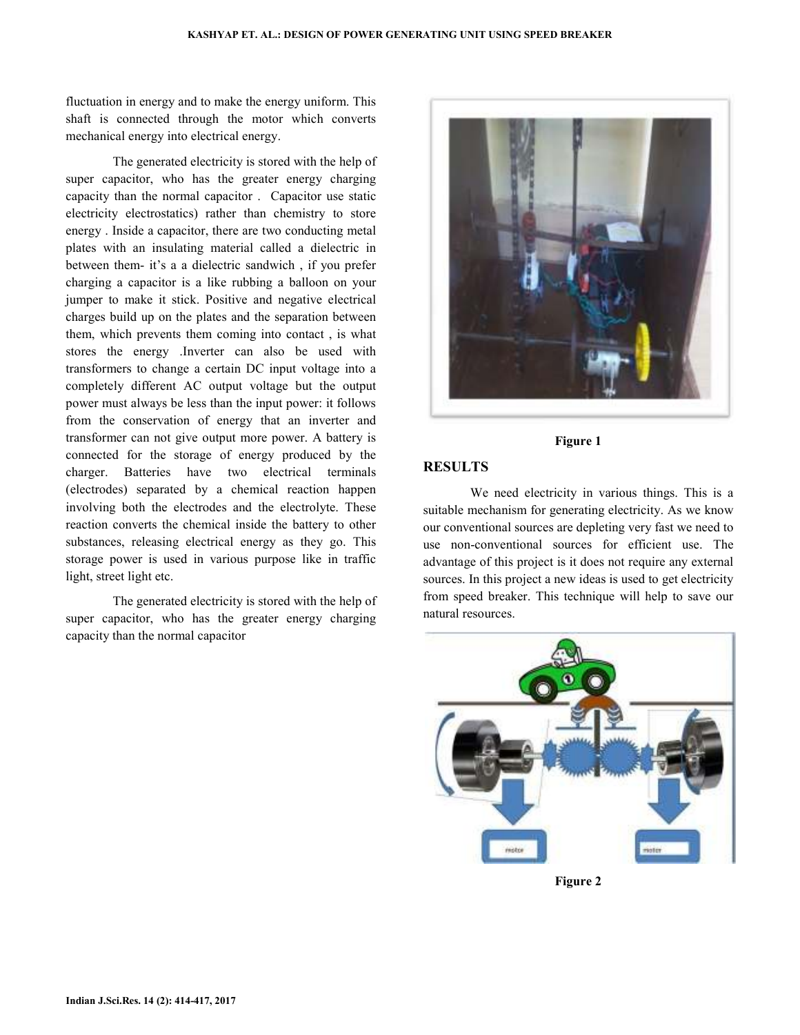fluctuation in energy and to make the energy uniform. This shaft is connected through the motor which converts mechanical energy into electrical energy.

The generated electricity is stored with the help of super capacitor, who has the greater energy charging capacity than the normal capacitor . Capacitor use static electricity electrostatics) rather than chemistry to store energy . Inside a capacitor, there are two conducting metal plates with an insulating material called a dielectric in between them- it's a a dielectric sandwich , if you prefer charging a capacitor is a like rubbing a balloon on your jumper to make it stick. Positive and negative electrical charges build up on the plates and the separation between them, which prevents them coming into contact , is what stores the energy .Inverter can also be used with transformers to change a certain DC input voltage into a completely different AC output voltage but the output power must always be less than the input power: it follows from the conservation of energy that an inverter and transformer can not give output more power. A battery is connected for the storage of energy produced by the charger. Batteries have two electrical terminals (electrodes) separated by a chemical reaction happen involving both the electrodes and the electrolyte. These reaction converts the chemical inside the battery to other substances, releasing electrical energy as they go. This storage power is used in various purpose like in traffic light, street light etc.

The generated electricity is stored with the help of super capacitor, who has the greater energy charging capacity than the normal capacitor

**Figure 1**

## RESULTS

We need electricity in various things. This is a suitable mechanism for generating electricity. As we know our conventional sources are depleting very fast we need to use non-conventional sources for efficient use. The advantage of this project is it does not require any external sources. In this project a new ideas is used to get electricity from speed breaker. This technique will help to save our natural resources.

**Figure 2**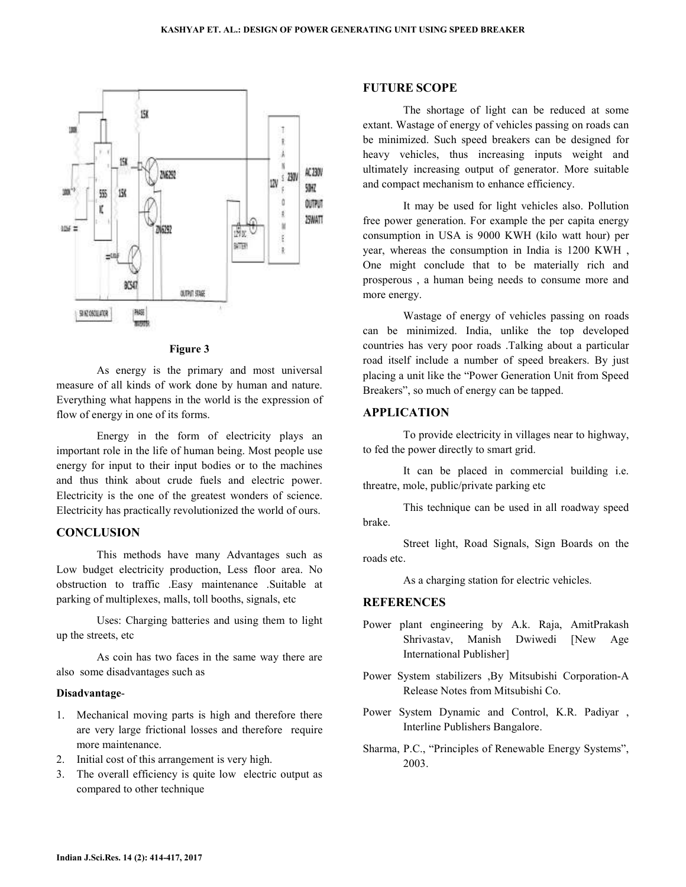Figure 3

As energy is the primary and most universal measure of all kinds of work done by human and nature. Everything what happens in the world is the expression of flow of energy in one of its forms.

Energy in the form of electricity plays an important role in the life of human being. Most people use energy for input to their input bodies or to the machines and thus think about crude fuels and electric power. Electricity is the one of the greatest wonders of science. Electricity has practically revolutionized the world of ours.

## CONCLUSION

This methods have many Advantages such as Low budget electricity production, Less floor area. No obstruction to traffic .Easy maintenance .Suitable at parking of multiplexes, malls, toll booths, signals, etc

Uses: Charging batteries and using them to light up the streets, etc

As coin has two faces in the same way there are also some disadvantages such as

**Disadvantage**-

1. Mechanical moving parts is high and therefore there are very large frictional losses and therefore require more maintenance.
2. Initial cost of this arrangement is very high.
3. The overall efficiency is quite low electric output as compared to other technique

## FUTURE SCOPE

The shortage of light can be reduced at some extant. Wastage of energy of vehicles passing on roads can be minimized. Such speed breakers can be designed for heavy vehicles, thus increasing inputs weight and ultimately increasing output of generator. More suitable and compact mechanism to enhance efficiency.

It may be used for light vehicles also. Pollution free power generation. For example the per capita energy consumption in USA is 9000 KWH (kilo watt hour) per year, whereas the consumption in India is 1200 KWH , One might conclude that to be materially rich and prosperous , a human being needs to consume more and more energy.

Wastage of energy of vehicles passing on roads can be minimized. India, unlike the top developed countries has very poor roads .Talking about a particular road itself include a number of speed breakers. By just placing a unit like the "Power Generation Unit from Speed Breakers", so much of energy can be tapped.

## APPLICATION

To provide electricity in villages near to highway, to fed the power directly to smart grid.

It can be placed in commercial building i.e. threatre, mole, public/private parking etc

This technique can be used in all roadway speed brake.

Street light, Road Signals, Sign Boards on the roads etc.

As a charging station for electric vehicles.

## REFERENCES

Power plant engineering by A.k. Raja, AmitPrakash Shrivastav, Manish Dwiwedi [New Age International Publisher]

Power System stabilizers ,By Mitsubishi Corporation-A Release Notes from Mitsubishi Co.

Power System Dynamic and Control, K.R. Padiyar , Interline Publishers Bangalore.

Sharma, P.C., "Principles of Renewable Energy Systems", 2003.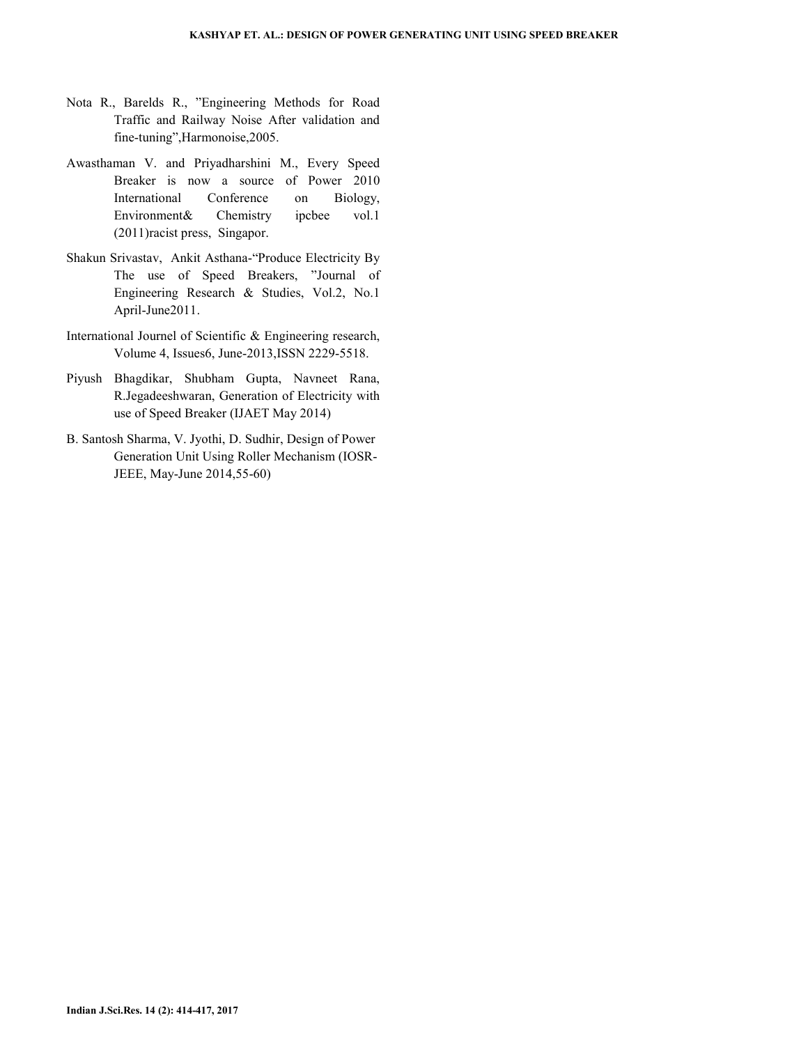Nota R., Barelds R., "Engineering Methods for Road Traffic and Railway Noise After validation and fine-tuning",Harmonoise,2005.

Awasthaman V. and Priyadharshini M., Every Speed Breaker is now a source of Power 2010 International Conference on Biology, Environment& Chemistry ipcbee vol.1 (2011)racist press, Singapor.

Shakun Srivastav, Ankit Asthana-"Produce Electricity By The use of Speed Breakers, "Journal of Engineering Research & Studies, Vol.2, No.1 April-June2011.

International Journel of Scientific & Engineering research, Volume 4, Issues6, June-2013,ISSN 2229-5518.

Piyush Bhagdikar, Shubham Gupta, Navneet Rana, R.Jegadeeshwaran, Generation of Electricity with use of Speed Breaker (IJAET May 2014)

B. Santosh Sharma, V. Jyothi, D. Sudhir, Design of Power Generation Unit Using Roller Mechanism (IOSR-JEEE, May-June 2014,55-60)